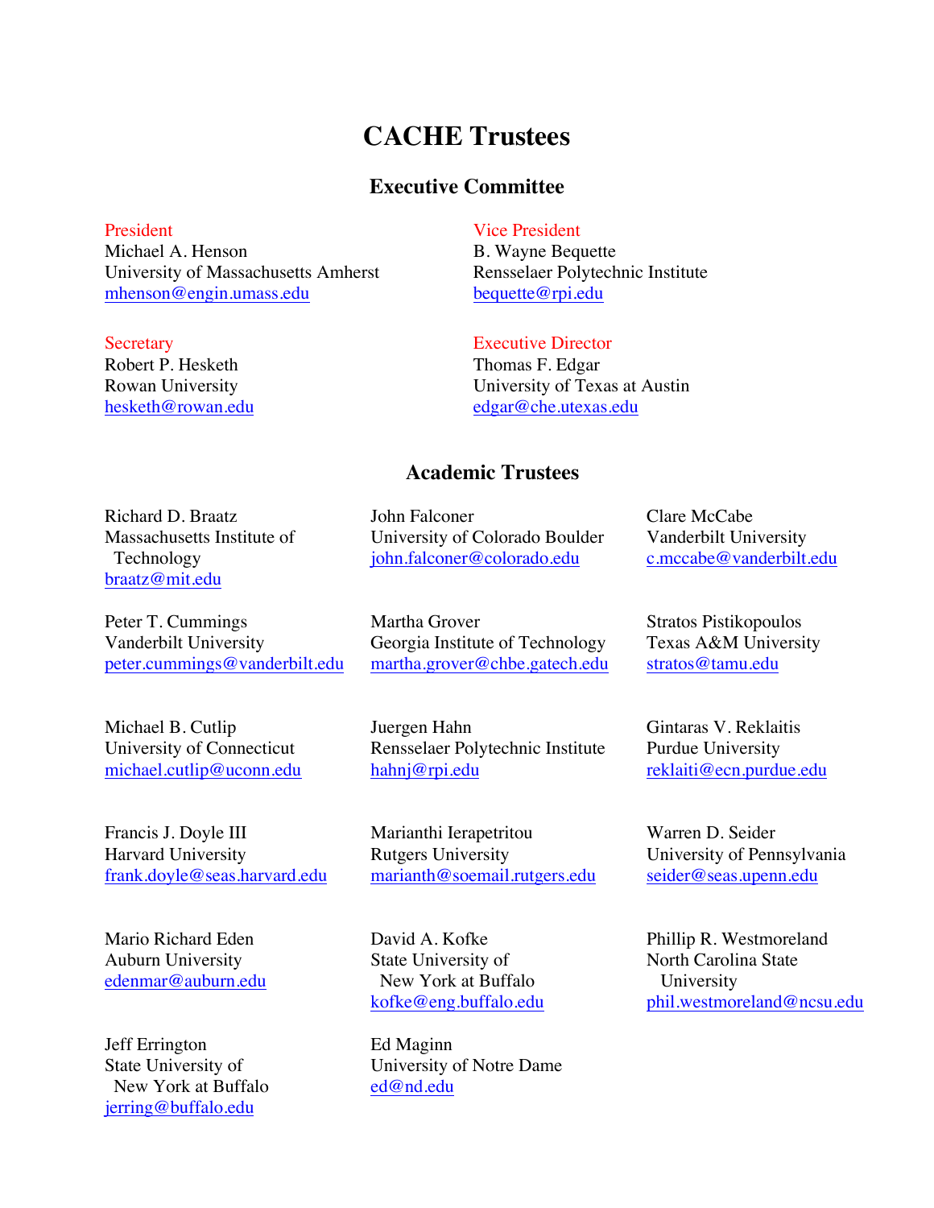# CACHE Trustees

## Executive Committee

**President**
Michael A. Henson
University of Massachusetts Amherst
mhenson@engin.umass.edu

**Vice President**
B. Wayne Bequette
Rensselaer Polytechnic Institute
bequette@rpi.edu

**Secretary**
Robert P. Hesketh
Rowan University
hesketh@rowan.edu

**Executive Director**
Thomas F. Edgar
University of Texas at Austin
edgar@che.utexas.edu

## Academic Trustees

Richard D. Braatz
Massachusetts Institute of Technology
braatz@mit.edu

Peter T. Cummings
Vanderbilt University
peter.cummings@vanderbilt.edu

Michael B. Cutlip
University of Connecticut
michael.cutlip@uconn.edu

Francis J. Doyle III
Harvard University
frank.doyle@seas.harvard.edu

Mario Richard Eden
Auburn University
edenmar@auburn.edu

Jeff Errington
State University of New York at Buffalo
jerring@buffalo.edu

John Falconer
University of Colorado Boulder
john.falconer@colorado.edu

Martha Grover
Georgia Institute of Technology
martha.grover@chbe.gatech.edu

Juergen Hahn
Rensselaer Polytechnic Institute
hahnj@rpi.edu

Marianthi Ierapetritou
Rutgers University
marianth@soemail.rutgers.edu

David A. Kofke
State University of New York at Buffalo
kofke@eng.buffalo.edu

Ed Maginn
University of Notre Dame
ed@nd.edu

Clare McCabe
Vanderbilt University
c.mccabe@vanderbilt.edu

Stratos Pistikopoulos
Texas A&M University
stratos@tamu.edu

Gintaras V. Reklaitis
Purdue University
reklaiti@ecn.purdue.edu

Warren D. Seider
University of Pennsylvania
seider@seas.upenn.edu

Phillip R. Westmoreland
North Carolina State University
phil.westmoreland@ncsu.edu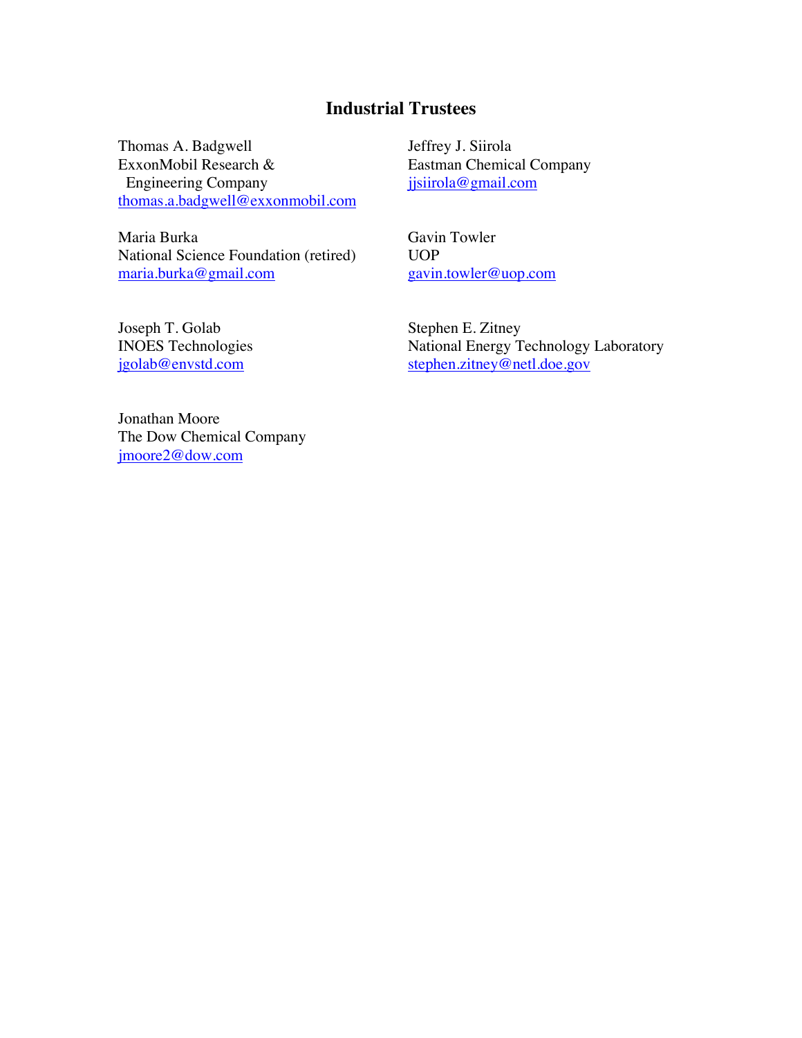## Industrial Trustees

Thomas A. Badgwell
ExxonMobil Research & Engineering Company
thomas.a.badgwell@exxonmobil.com

Maria Burka
National Science Foundation (retired)
maria.burka@gmail.com

Joseph T. Golab
INOES Technologies
jgolab@envstd.com

Jonathan Moore
The Dow Chemical Company
jmoore2@dow.com

Jeffrey J. Siirola
Eastman Chemical Company
jjsiirola@gmail.com

Gavin Towler
UOP
gavin.towler@uop.com

Stephen E. Zitney
National Energy Technology Laboratory
stephen.zitney@netl.doe.gov